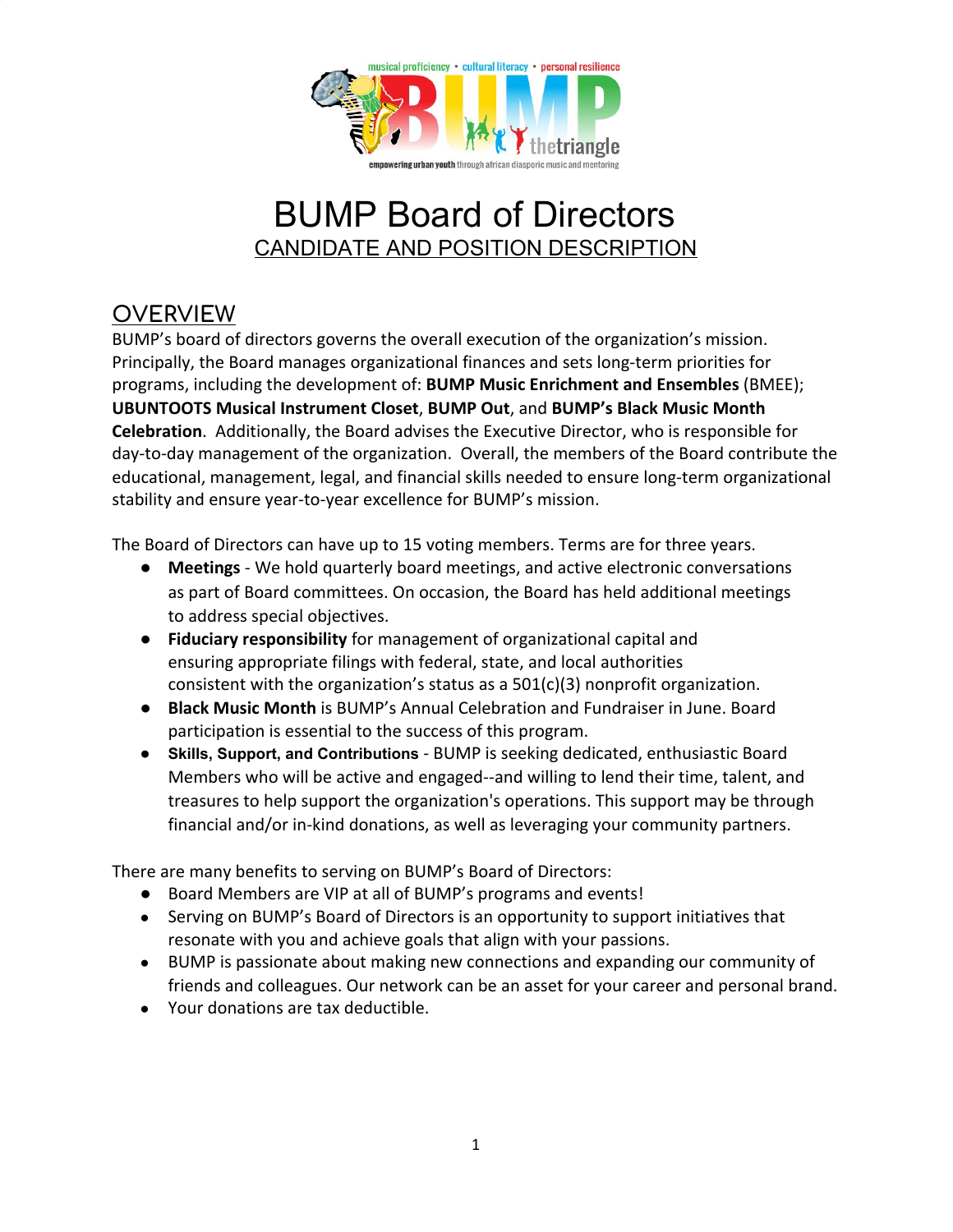# BUMP Board of Directors

## CANDIDATE AND POSITION DESCRIPTION

## OVERVIEW

BUMP's board of directors governs the overall execution of the organization's mission. Principally, the Board manages organizational finances and sets long-term priorities for programs, including the development of: **BUMP Music Enrichment and Ensembles** (BMEE); **UBUNTOOTS Musical Instrument Closet**, **BUMP Out**, and **BUMP's Black Music Month Celebration**. Additionally, the Board advises the Executive Director, who is responsible for day-to-day management of the organization. Overall, the members of the Board contribute the educational, management, legal, and financial skills needed to ensure long-term organizational stability and ensure year-to-year excellence for BUMP's mission.

The Board of Directors can have up to 15 voting members. Terms are for three years.

- **Meetings** - We hold quarterly board meetings, and active electronic conversations as part of Board committees. On occasion, the Board has held additional meetings to address special objectives.
- **Fiduciary responsibility** for management of organizational capital and ensuring appropriate filings with federal, state, and local authorities consistent with the organization's status as a 501(c)(3) nonprofit organization.
- **Black Music Month** is BUMP's Annual Celebration and Fundraiser in June. Board participation is essential to the success of this program.
- **Skills, Support, and Contributions** - BUMP is seeking dedicated, enthusiastic Board Members who will be active and engaged--and willing to lend their time, talent, and treasures to help support the organization's operations. This support may be through financial and/or in-kind donations, as well as leveraging your community partners.

There are many benefits to serving on BUMP's Board of Directors:

- Board Members are VIP at all of BUMP's programs and events!
- Serving on BUMP's Board of Directors is an opportunity to support initiatives that resonate with you and achieve goals that align with your passions.
- BUMP is passionate about making new connections and expanding our community of friends and colleagues. Our network can be an asset for your career and personal brand.
- Your donations are tax deductible.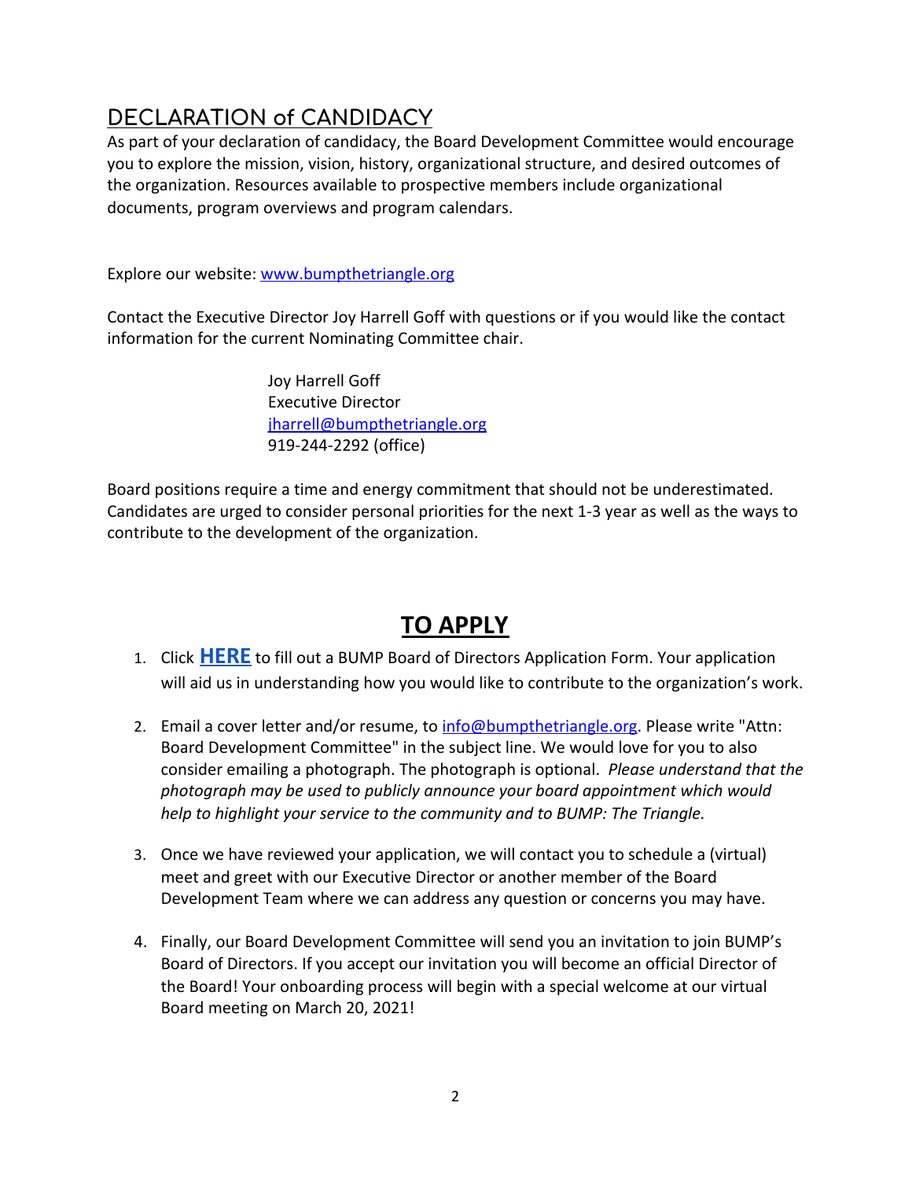## DECLARATION of CANDIDACY

As part of your declaration of candidacy, the Board Development Committee would encourage you to explore the mission, vision, history, organizational structure, and desired outcomes of the organization. Resources available to prospective members include organizational documents, program overviews and program calendars.

Explore our website: www.bumpthetriangle.org

Contact the Executive Director Joy Harrell Goff with questions or if you would like the contact information for the current Nominating Committee chair.

Joy Harrell Goff
Executive Director
jharrell@bumpthetriangle.org
919-244-2292 (office)

Board positions require a time and energy commitment that should not be underestimated. Candidates are urged to consider personal priorities for the next 1-3 year as well as the ways to contribute to the development of the organization.

## TO APPLY

1. Click **HERE** to fill out a BUMP Board of Directors Application Form. Your application will aid us in understanding how you would like to contribute to the organization's work.
2. Email a cover letter and/or resume, to info@bumpthetriangle.org. Please write "Attn: Board Development Committee" in the subject line. We would love for you to also consider emailing a photograph. The photograph is optional. *Please understand that the photograph may be used to publicly announce your board appointment which would help to highlight your service to the community and to BUMP: The Triangle.*
3. Once we have reviewed your application, we will contact you to schedule a (virtual) meet and greet with our Executive Director or another member of the Board Development Team where we can address any question or concerns you may have.
4. Finally, our Board Development Committee will send you an invitation to join BUMP's Board of Directors. If you accept our invitation you will become an official Director of the Board! Your onboarding process will begin with a special welcome at our virtual Board meeting on March 20, 2021!